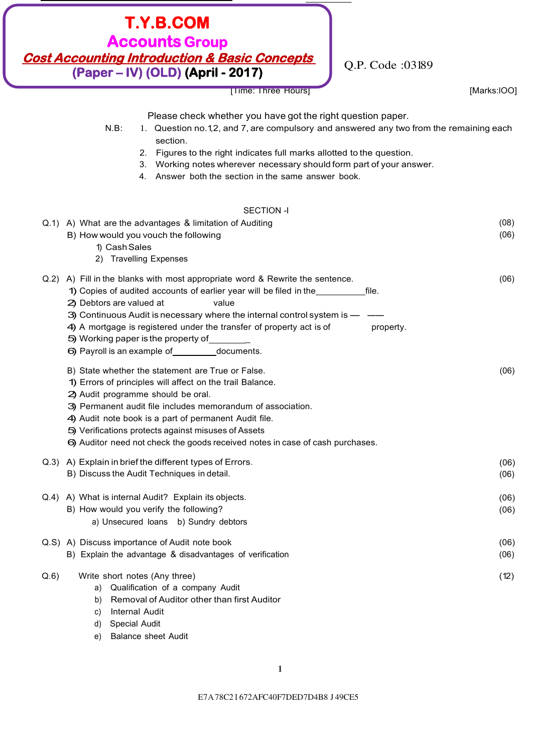# T.Y.B.COM
## Accounts Group
### Cost Accounting Introduction & Basic Concepts
**(Paper – IV) (OLD) (April - 2017)**

Q.P. Code :03189

[Time: Three Hours] [Marks:IOO]

Please check whether you have got the right question paper.

N.B:
1. Question no.1,2, and 7, are compulsory and answered any two from the remaining each section.
2. Figures to the right indicates full marks allotted to the question.
3. Working notes wherever necessary should form part of your answer.
4. Answer both the section in the same answer book.

## SECTION -I

**Q.1)** A) What are the advantages & limitation of Auditing (08)

B) How would you vouch the following (06)

1) Cash Sales
2) Travelling Expenses

**Q.2)** A) Fill in the blanks with most appropriate word & Rewrite the sentence. (06)

1) Copies of audited accounts of earlier year will be filed in the__________file.
2) Debtors are valued at value
3) Continuous Audit is necessary where the internal control system is — ——
4) A mortgage is registered under the transfer of property act is of property.
5) Working paper is the property of________
6) Payroll is an example of_________documents.

B) State whether the statement are True or False. (06)

1) Errors of principles will affect on the trail Balance.
2) Audit programme should be oral.
3) Permanent audit file includes memorandum of association.
4) Audit note book is a part of permanent Audit file.
5) Verifications protects against misuses of Assets
6) Auditor need not check the goods received notes in case of cash purchases.

**Q.3)** A) Explain in brief the different types of Errors. (06)

B) Discuss the Audit Techniques in detail. (06)

**Q.4)** A) What is internal Audit? Explain its objects. (06)

B) How would you verify the following? (06)

a) Unsecured loans b) Sundry debtors

**Q.S)** A) Discuss importance of Audit note book (06)

B) Explain the advantage & disadvantages of verification (06)

**Q.6)** Write short notes (Any three) (12)

a) Qualification of a company Audit
b) Removal of Auditor other than first Auditor
c) Internal Audit
d) Special Audit
e) Balance sheet Audit

E7A78C2I672AFC40F7DED7D4B8J49CE5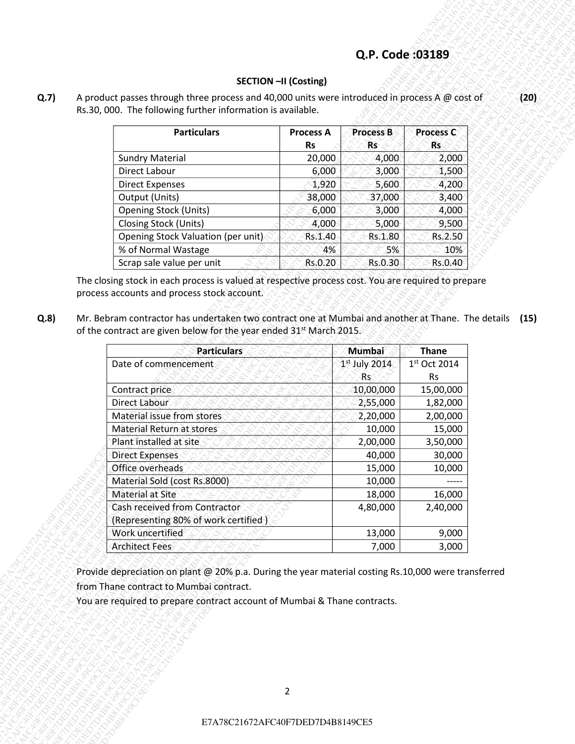**Q.P. Code :03189**

**SECTION –II (Costing)**

**Q.7)** A product passes through three process and 40,000 units were introduced in process A @ cost of Rs.30, 000. The following further information is available. **(20)**

| Particulars | Process A Rs | Process B Rs | Process C Rs |
|---|---|---|---|
| Sundry Material | 20,000 | 4,000 | 2,000 |
| Direct Labour | 6,000 | 3,000 | 1,500 |
| Direct Expenses | 1,920 | 5,600 | 4,200 |
| Output (Units) | 38,000 | 37,000 | 3,400 |
| Opening Stock (Units) | 6,000 | 3,000 | 4,000 |
| Closing Stock (Units) | 4,000 | 5,000 | 9,500 |
| Opening Stock Valuation (per unit) | Rs.1.40 | Rs.1.80 | Rs.2.50 |
| % of Normal Wastage | 4% | 5% | 10% |
| Scrap sale value per unit | Rs.0.20 | Rs.0.30 | Rs.0.40 |

The closing stock in each process is valued at respective process cost. You are required to prepare process accounts and process stock account.

**Q.8)** Mr. Bebram contractor has undertaken two contract one at Mumbai and another at Thane. The details of the contract are given below for the year ended 31st March 2015. **(15)**

| Particulars | Mumbai | Thane |
|---|---|---|
| Date of commencement | 1st July 2014 | 1st Oct 2014 |
| | Rs | Rs |
| Contract price | 10,00,000 | 15,00,000 |
| Direct Labour | 2,55,000 | 1,82,000 |
| Material issue from stores | 2,20,000 | 2,00,000 |
| Material Return at stores | 10,000 | 15,000 |
| Plant installed at site | 2,00,000 | 3,50,000 |
| Direct Expenses | 40,000 | 30,000 |
| Office overheads | 15,000 | 10,000 |
| Material Sold (cost Rs.8000) | 10,000 | ----- |
| Material at Site | 18,000 | 16,000 |
| Cash received from Contractor (Representing 80% of work certified ) | 4,80,000 | 2,40,000 |
| Work uncertified | 13,000 | 9,000 |
| Architect Fees | 7,000 | 3,000 |

Provide depreciation on plant @ 20% p.a. During the year material costing Rs.10,000 were transferred from Thane contract to Mumbai contract.

You are required to prepare contract account of Mumbai & Thane contracts.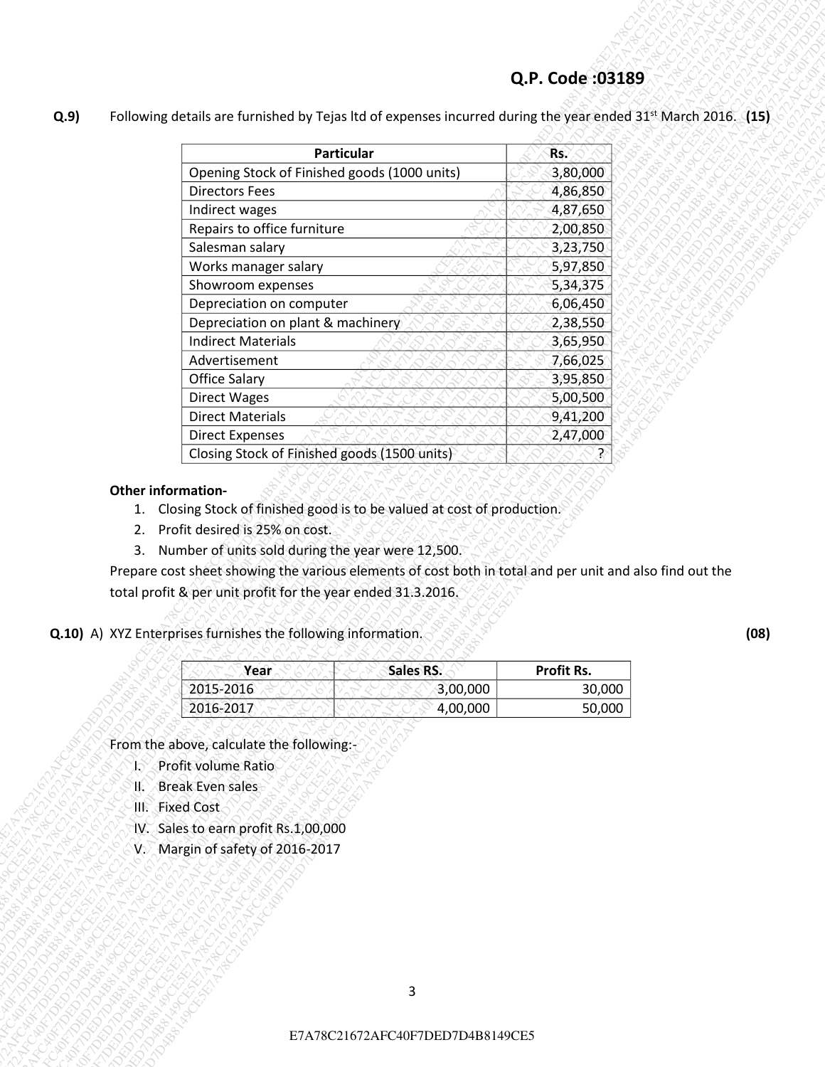**Q.P. Code :03189**

**Q.9)** Following details are furnished by Tejas ltd of expenses incurred during the year ended 31st March 2016. **(15)**

| Particular | Rs. |
|---|---|
| Opening Stock of Finished goods (1000 units) | 3,80,000 |
| Directors Fees | 4,86,850 |
| Indirect wages | 4,87,650 |
| Repairs to office furniture | 2,00,850 |
| Salesman salary | 3,23,750 |
| Works manager salary | 5,97,850 |
| Showroom expenses | 5,34,375 |
| Depreciation on computer | 6,06,450 |
| Depreciation on plant & machinery | 2,38,550 |
| Indirect Materials | 3,65,950 |
| Advertisement | 7,66,025 |
| Office Salary | 3,95,850 |
| Direct Wages | 5,00,500 |
| Direct Materials | 9,41,200 |
| Direct Expenses | 2,47,000 |
| Closing Stock of Finished goods (1500 units) | ? |

**Other information-**

1. Closing Stock of finished good is to be valued at cost of production.
2. Profit desired is 25% on cost.
3. Number of units sold during the year were 12,500.

Prepare cost sheet showing the various elements of cost both in total and per unit and also find out the total profit & per unit profit for the year ended 31.3.2016.

**Q.10)** A) XYZ Enterprises furnishes the following information. **(08)**

| Year | Sales RS. | Profit Rs. |
|---|---|---|
| 2015-2016 | 3,00,000 | 30,000 |
| 2016-2017 | 4,00,000 | 50,000 |

From the above, calculate the following:-

I. Profit volume Ratio
II. Break Even sales
III. Fixed Cost
IV. Sales to earn profit Rs.1,00,000
V. Margin of safety of 2016-2017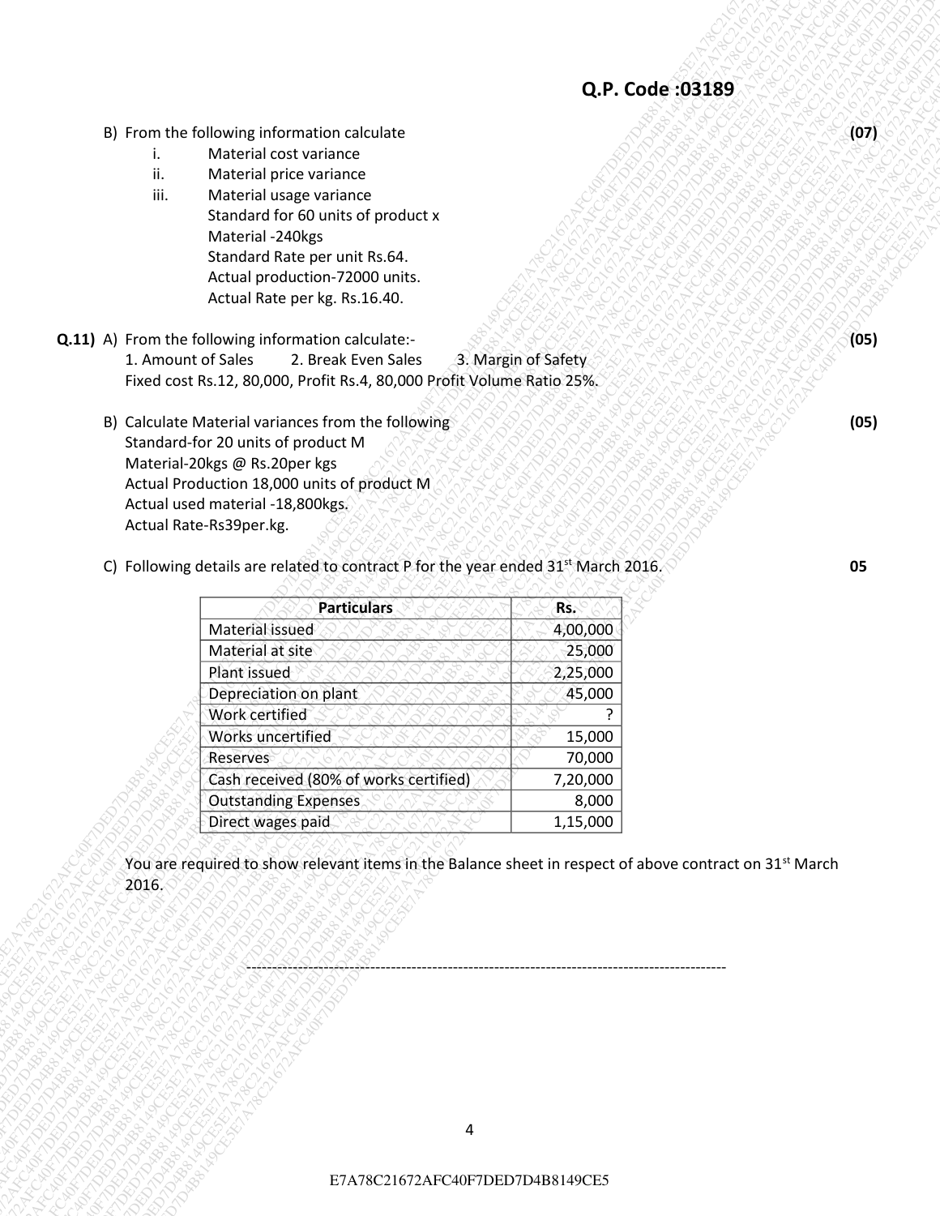B) From the following information calculate **(07)**

i. Material cost variance
ii. Material price variance
iii. Material usage variance

Standard for 60 units of product x
Material -240kgs
Standard Rate per unit Rs.64.
Actual production-72000 units.
Actual Rate per kg. Rs.16.40.

**Q.11)** A) From the following information calculate:- **(05)**

1. Amount of Sales 2. Break Even Sales 3. Margin of Safety

Fixed cost Rs.12, 80,000, Profit Rs.4, 80,000 Profit Volume Ratio 25%.

B) Calculate Material variances from the following **(05)**

Standard-for 20 units of product M
Material-20kgs @ Rs.20per kgs
Actual Production 18,000 units of product M
Actual used material -18,800kgs.
Actual Rate-Rs39per.kg.

C) Following details are related to contract P for the year ended 31st March 2016. **05**

| Particulars | Rs. |
|---|---|
| Material issued | 4,00,000 |
| Material at site | 25,000 |
| Plant issued | 2,25,000 |
| Depreciation on plant | 45,000 |
| Work certified | ? |
| Works uncertified | 15,000 |
| Reserves | 70,000 |
| Cash received (80% of works certified) | 7,20,000 |
| Outstanding Expenses | 8,000 |
| Direct wages paid | 1,15,000 |

You are required to show relevant items in the Balance sheet in respect of above contract on 31st March 2016.

---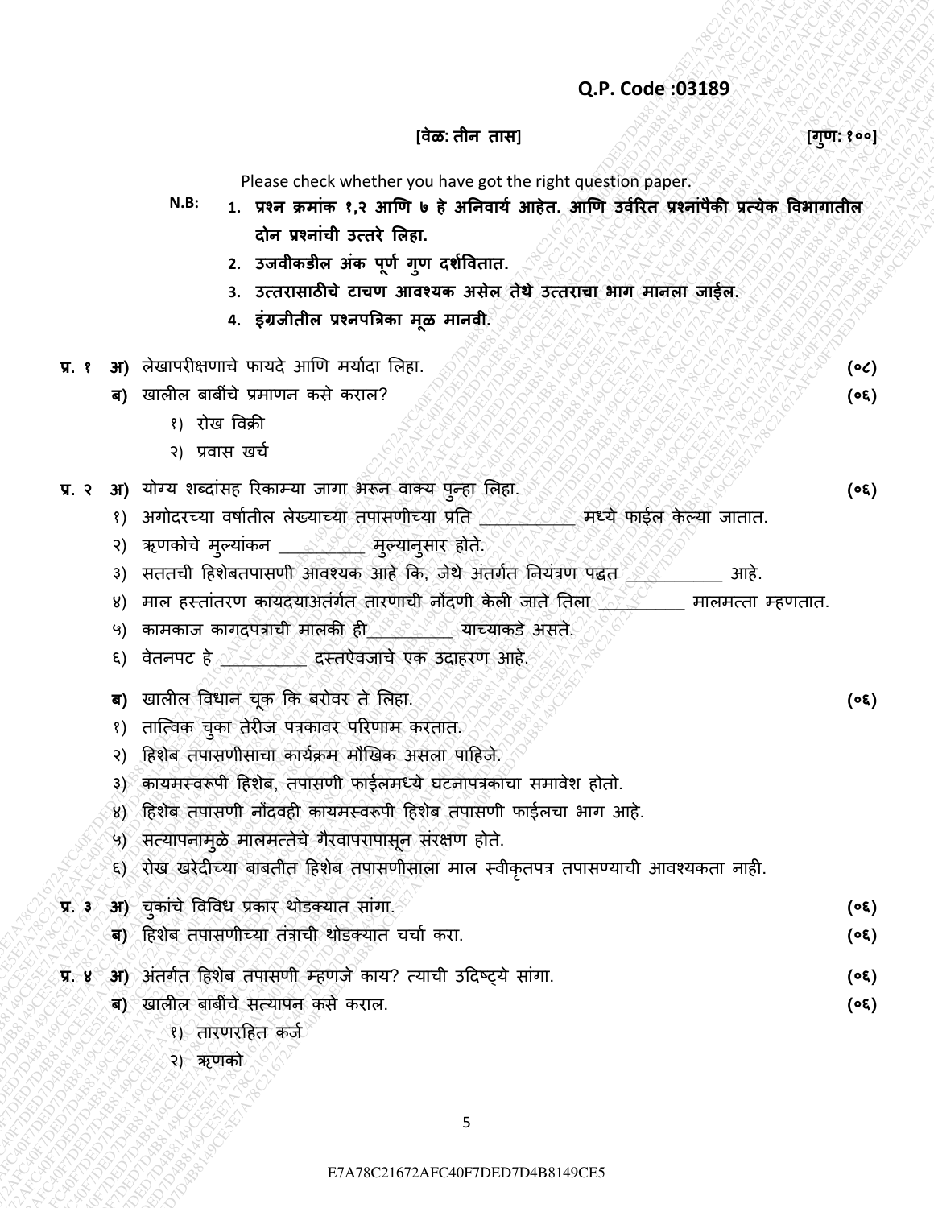**Q.P. Code :03189**

**[वेळ: तीन तास]** **[गुण: १००]**

Please check whether you have got the right question paper.

**N.B:**
1. **प्रश्न क्रमांक १,२ आणि ७ हे अनिवार्य आहेत. आणि उर्वरित प्रश्नांपैकी प्रत्येक विभागातील दोन प्रश्नांची उत्तरे लिहा.**
2. **उजवीकडील अंक पूर्ण गुण दर्शवितात.**
3. **उत्तरासाठीचे टाचण आवश्यक असेल तेथे उत्तराचा भाग मानला जाईल.**
4. **इंग्रजीतील प्रश्नपत्रिका मूळ मानवी.**

**प्र. १ अ)** लेखापरीक्षणाचे फायदे आणि मर्यादा लिहा. (०८)

**ब)** खालील बाबींचे प्रमाणन कसे कराल? (०६)

१) रोख विक्री

२) प्रवास खर्च

**प्र. २ अ)** योग्य शब्दांसह रिकाम्या जागा भरून वाक्य पुन्हा लिहा. (०६)

१) अगोदरच्या वर्षातील लेख्याच्या तपासणीच्या प्रति __________ मध्ये फाईल केल्या जातात.

२) ऋणकोचे मुल्यांकन __________ मुल्यानुसार होते.

३) सततची हिशेबतपासणी आवश्यक आहे कि, जेथे अंतर्गत नियंत्रण पद्धत __________ आहे.

४) माल हस्तांतरण कायदयाअंतर्गत तारणाची नोंदणी केली जाते तिला __________ मालमत्ता म्हणतात.

५) कामकाज कागदपत्राची मालकी ही__________ याच्याकडे असते.

६) वेतनपट हे __________ दस्तऐवजाचे एक उदाहरण आहे.

**ब)** खालील विधान चूक कि बरोवर ते लिहा. (०६)

१) तात्विक चुका तेरीज पत्रकावर परिणाम करतात.

२) हिशेब तपासणीसाचा कार्यक्रम मौखिक असला पाहिजे.

३) कायमस्वरूपी हिशेब, तपासणी फाईलमध्ये घटनापत्रकाचा समावेश होतो.

४) हिशेब तपासणी नोंदवही कायमस्वरूपी हिशेब तपासणी फाईलचा भाग आहे.

५) सत्यापनामुळे मालमत्तेचे गैरवापरापासून संरक्षण होते.

६) रोख खरेदीच्या बाबतीत हिशेब तपासणीसाला माल स्वीकृतपत्र तपासण्याची आवश्यकता नाही.

**प्र. ३ अ)** चुकांचे विविध प्रकार थोडक्यात सांगा. (०६)

**ब)** हिशेब तपासणीच्या तंत्राची थोडक्यात चर्चा करा. (०६)

**प्र. ४ अ)** अंतर्गत हिशेब तपासणी म्हणजे काय? त्याची उदिष्ट्ये सांगा. (०६)

**ब)** खालील बाबींचे सत्यापन कसे कराल. (०६)

१) तारणरहित कर्ज

२) ऋणको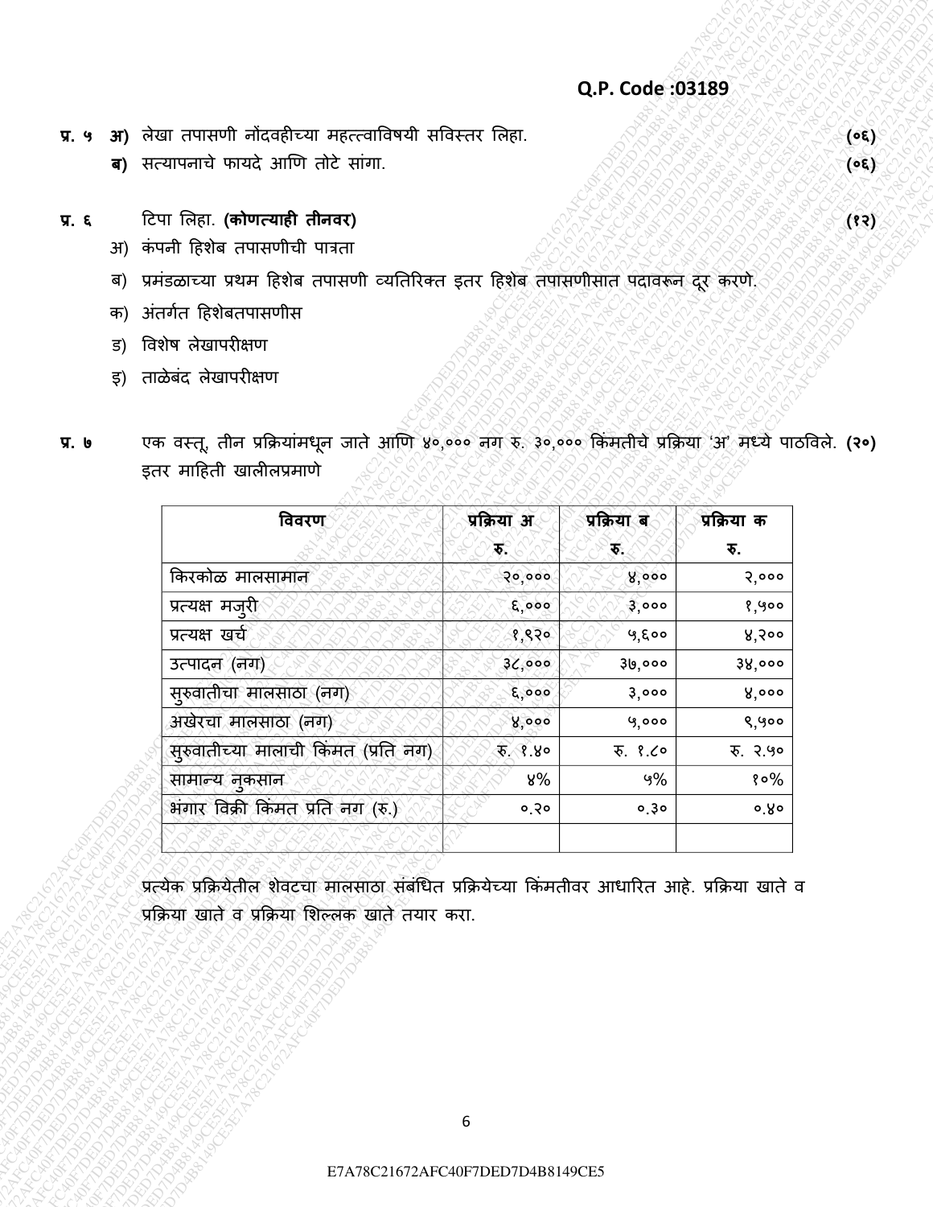**Q.P. Code :03189**

**प्र. ५** **अ)** लेखा तपासणी नोंदवहीच्या महत्त्वाविषयी सविस्तर लिहा. **(०६)**

**ब)** सत्यापनाचे फायदे आणि तोटे सांगा. **(०६)**

**प्र. ६** टिपा लिहा. **(कोणत्याही तीनवर)** **(१२)**

अ) कंपनी हिशेब तपासणीची पात्रता

ब) प्रमंडळाच्या प्रथम हिशेब तपासणी व्यतिरिक्त इतर हिशेब तपासणीसात पदावरून दूर करणे.

क) अंतर्गत हिशेबतपासणीस

ड) विशेष लेखापरीक्षण

इ) ताळेबंद लेखापरीक्षण

**प्र. ७** एक वस्तू, तीन प्रक्रियांमधून जाते आणि ४०,००० नग रु. ३०,००० किंमतीचे प्रक्रिया 'अ' मध्ये पाठविले. **(२०)**
इतर माहिती खालीलप्रमाणे

| विवरण | प्रक्रिया अ रु. | प्रक्रिया ब रु. | प्रक्रिया क रु. |
|---|---|---|---|
| किरकोळ मालसामान | २०,००० | ४,००० | २,००० |
| प्रत्यक्ष मजुरी | ६,००० | ३,००० | १,५०० |
| प्रत्यक्ष खर्च | १,९२० | ५,६०० | ४,२०० |
| उत्पादन (नग) | ३८,००० | ३७,००० | ३४,००० |
| सुरुवातीचा मालसाठा (नग) | ६,००० | ३,००० | ४,००० |
| अखेरचा मालसाठा (नग) | ४,००० | ५,००० | ९,५०० |
| सुरुवातीच्या मालाची किंमत (प्रति नग) | रु. १.४० | रु. १.८० | रु. २.५० |
| सामान्य नुकसान | ४% | ५% | १०% |
| भंगार विक्री किंमत प्रति नग (रु.) | ०.२० | ०.३० | ०.४० |
| | | | |

प्रत्येक प्रक्रियेतील शेवटचा मालसाठा संबंधित प्रक्रियेच्या किंमतीवर आधारित आहे. प्रक्रिया खाते व प्रक्रिया खाते व प्रक्रिया शिल्लक खाते तयार करा.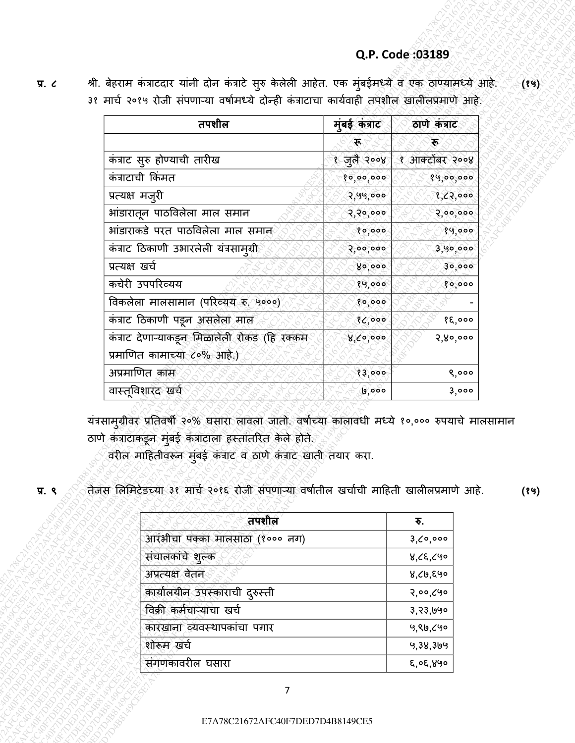**प्र. ८** श्री. बेहराम कंत्राटदार यांनी दोन कंत्राटे सुरु केलेली आहेत. एक मुंबईमध्ये व एक ठाण्यामध्ये आहे. ३१ मार्च २०१५ रोजी संपणाऱ्या वर्षामध्ये दोन्ही कंत्राटाचा कार्यवाही तपशील खालीलप्रमाणे आहे. **(१५)**

| तपशील | मुंबई कंत्राट | ठाणे कंत्राट |
|---|---|---|
| | रू | रू |
| कंत्राट सुरु होण्याची तारीख | १ जुलै २००४ | १ आक्टोंबर २००४ |
| कंत्राटाची किंमत | १०,००,००० | १५,००,००० |
| प्रत्यक्ष मजुरी | २,५५,००० | १,८२,००० |
| भांडारातून पाठविलेला माल समान | २,२०,००० | २,००,००० |
| भांडाराकडे परत पाठविलेला माल समान | १०,००० | १५,००० |
| कंत्राट ठिकाणी उभारलेली यंत्रसामुग्री | २,००,००० | ३,५०,००० |
| प्रत्यक्ष खर्च | ४०,००० | ३०,००० |
| कचेरी उपपरिव्यय | १५,००० | १०,००० |
| विकलेला मालसामान (परिव्यय रु. ५०००) | १०,००० | - |
| कंत्राट ठिकाणी पडून असलेला माल | १८,००० | १६,००० |
| कंत्राट देणाऱ्याकडून मिळालेली रोकड (हि रक्कम प्रमाणित कामाच्या ८०% आहे.) | ४,८०,००० | २,४०,००० |
| अप्रमाणित काम | १३,००० | ९,००० |
| वास्तूविशारद खर्च | ७,००० | ३,००० |

यंत्रसामुग्रीवर प्रतिवर्षी २०% घसारा लावला जातो. वर्षाच्या कालावधी मध्ये १०,००० रुपयाचे मालसामान ठाणे कंत्राटाकडून मुंबई कंत्राटाला हस्तांतरित केले होते.

वरील माहितीवरून मुंबई कंत्राट व ठाणे कंत्राट खाती तयार करा.

**प्र. ९** तेजस लिमिटेडच्या ३१ मार्च २०१६ रोजी संपणाऱ्या वर्षातील खर्चाची माहिती खालीलप्रमाणे आहे. **(१५)**

| तपशील | रु. |
|---|---|
| आरंभीचा पक्का मालसाठा (१००० नग) | ३,८०,००० |
| संचालकांचे शुल्क | ४,८६,८५० |
| अप्रत्यक्ष वेतन | ४,८७,६५० |
| कार्यालयीन उपस्काराची दुरुस्ती | २,००,८५० |
| विक्री कर्मचाऱ्याचा खर्च | ३,२३,७५० |
| कारखाना व्यवस्थापकांचा पगार | ५,९७,८५० |
| शोरूम खर्च | ५,३४,३७५ |
| संगणकावरील घसारा | ६,०६,४५० |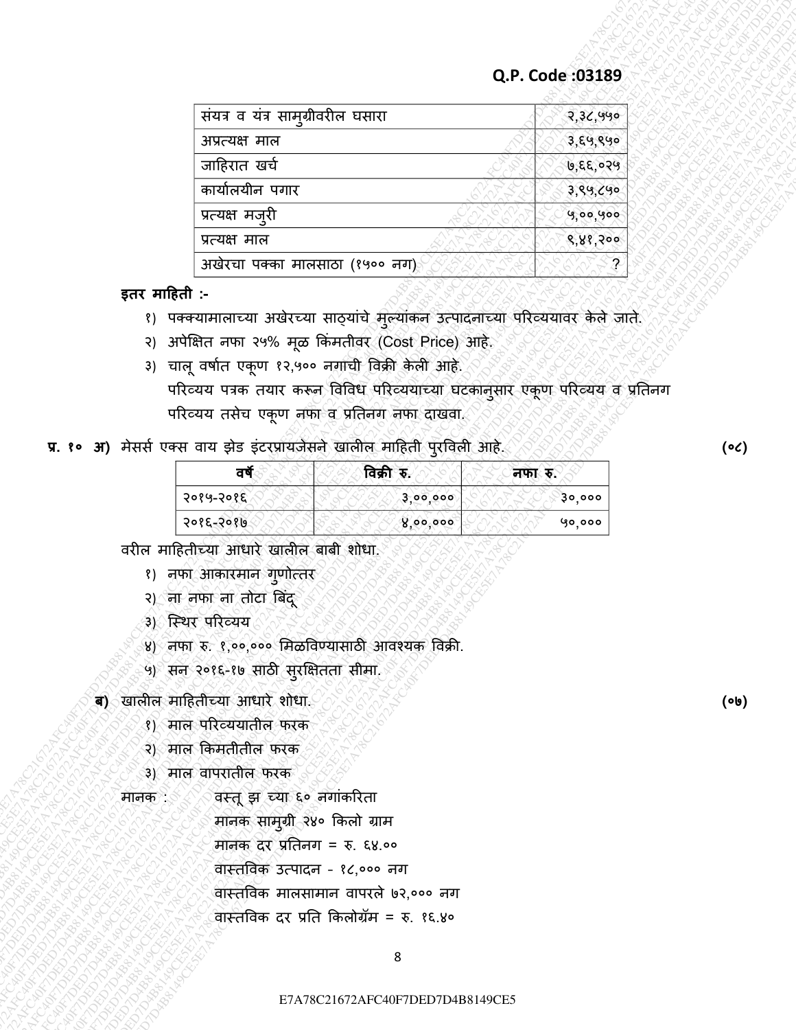Q.P. Code :03189

| | |
|---|---|
| संयत्र व यंत्र सामुग्रीवरील घसारा | २,३८,५५० |
| अप्रत्यक्ष माल | ३,६५,९५० |
| जाहिरात खर्च | ७,६६,०२५ |
| कार्यालयीन पगार | ३,९५,८५० |
| प्रत्यक्ष मजुरी | ५,००,५०० |
| प्रत्यक्ष माल | ९,४१,२०० |
| अखेरचा पक्का मालसाठा (१५०० नग) | ? |

**इतर माहिती :-**

१) पक्क्यामालाच्या अखेरच्या साठ्यांचे मुल्यांकन उत्पादनाच्या परिव्ययावर केले जाते.

२) अपेक्षित नफा २५% मूळ किंमतीवर (Cost Price) आहे.

३) चालू वर्षात एकूण १२,५०० नगाची विक्री केली आहे.

परिव्यय पत्रक तयार करून विविध परिव्ययाच्या घटकानुसार एकूण परिव्यय व प्रतिनग परिव्यय तसेच एकूण नफा व प्रतिनग नफा दाखवा.

**प्र. १० अ)** मेसर्स एक्स वाय झेड इंटरप्रायजेसने खालील माहिती पुरविली आहे. **(०८)**

| वर्षे | विक्री रु. | नफा रु. |
|---|---|---|
| २०१५-२०१६ | ३,००,००० | ३०,००० |
| २०१६-२०१७ | ४,००,००० | ५०,००० |

वरील माहितीच्या आधारे खालील बाबी शोधा.

१) नफा आकारमान गुणोत्तर

२) ना नफा ना तोटा बिंदू

३) स्थिर परिव्यय

४) नफा रु. १,००,००० मिळविण्यासाठी आवश्यक विक्री.

५) सन २०१६-१७ साठी सुरक्षितता सीमा.

**ब)** खालील माहितीच्या आधारे शोधा. **(०७)**

१) माल परिव्ययातील फरक

२) माल किमतीतील फरक

३) माल वापरातील फरक

मानक : वस्तू झ च्या ६० नगांकरिता

मानक सामुग्री २४० किलो ग्राम

मानक दर प्रतिनग = रु. ६४.००

वास्तविक उत्पादन - १८,००० नग

वास्तविक मालसामान वापरले ७२,००० नग

वास्तविक दर प्रति किलोग्रॅम = रु. १६.४०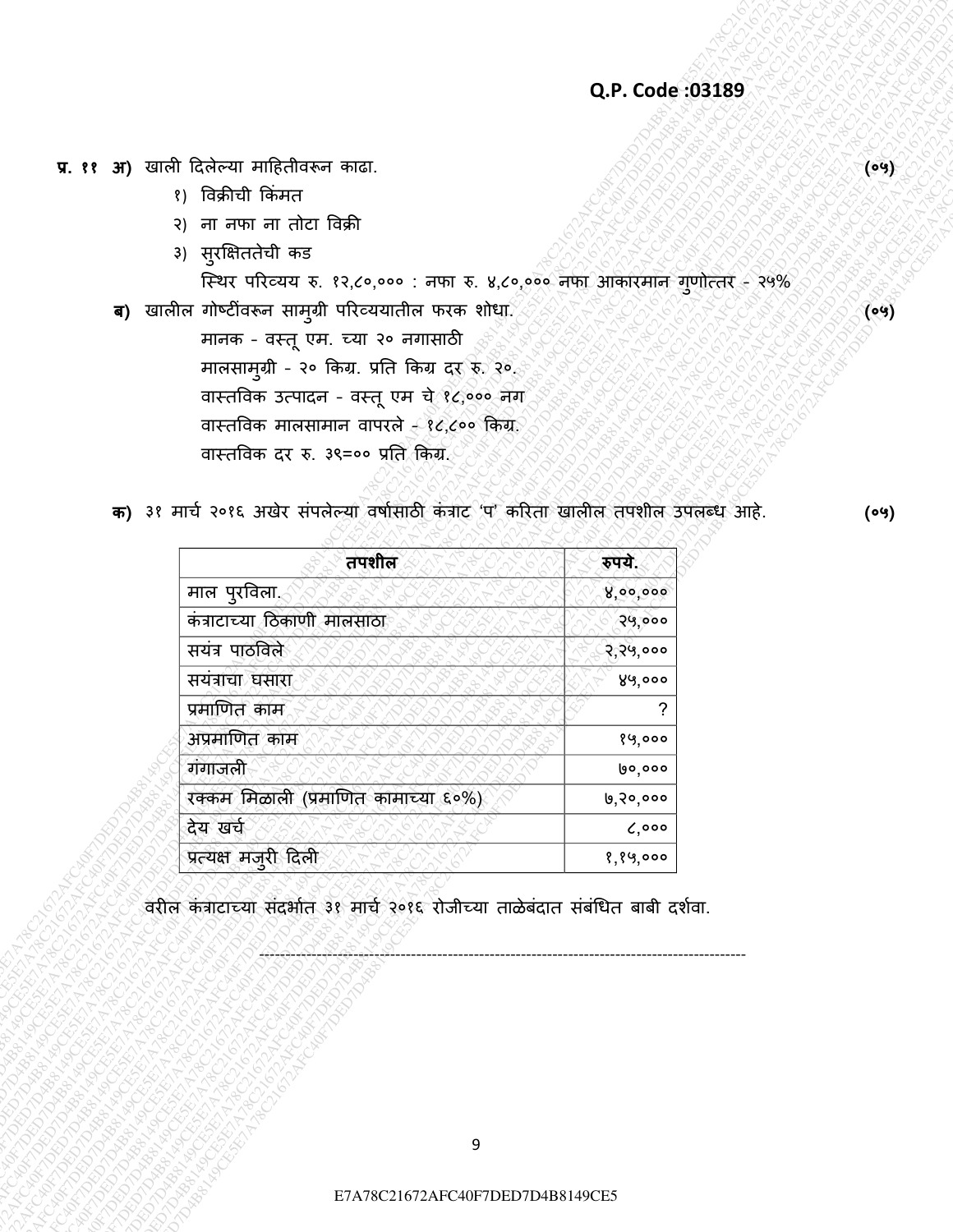**प्र. ११ अ)** खाली दिलेल्या माहितीवरून काढा. **(०५)**

१) विक्रीची किंमत

२) ना नफा ना तोटा विक्री

३) सुरक्षिततेची कड

स्थिर परिव्यय रु. १२,८०,००० : नफा रु. ४,८०,००० नफा आकारमान गुणोत्तर - २५%

**ब)** खालील गोष्टींवरून सामुग्री परिव्ययातील फरक शोधा. **(०५)**

मानक - वस्तू एम. च्या २० नगासाठी

मालसामुग्री - २० किग्र. प्रति किग्र दर रु. २०.

वास्तविक उत्पादन - वस्तू एम चे १८,००० नग

वास्तविक मालसामान वापरले - १८,८०० किग्र.

वास्तविक दर रु. ३९=०० प्रति किग्र.

**क)** ३१ मार्च २०१६ अखेर संपलेल्या वर्षासाठी कंत्राट 'प' करिता खालील तपशील उपलब्ध आहे. **(०५)**

| तपशील | रुपये. |
|---|---|
| माल पुरविला. | ४,००,००० |
| कंत्राटाच्या ठिकाणी मालसाठा | २५,००० |
| सयंत्र पाठविले | २,२५,००० |
| सयंत्राचा घसारा | ४५,००० |
| प्रमाणित काम | ? |
| अप्रमाणित काम | १५,००० |
| गंगाजली | ७०,००० |
| रक्कम मिळाली (प्रमाणित कामाच्या ६०%) | ७,२०,००० |
| देय खर्च | ८,००० |
| प्रत्यक्ष मजुरी दिली | १,१५,००० |

वरील कंत्राटाच्या संदर्भात ३१ मार्च २०१६ रोजीच्या ताळेबंदात संबंधित बाबी दर्शवा.

---